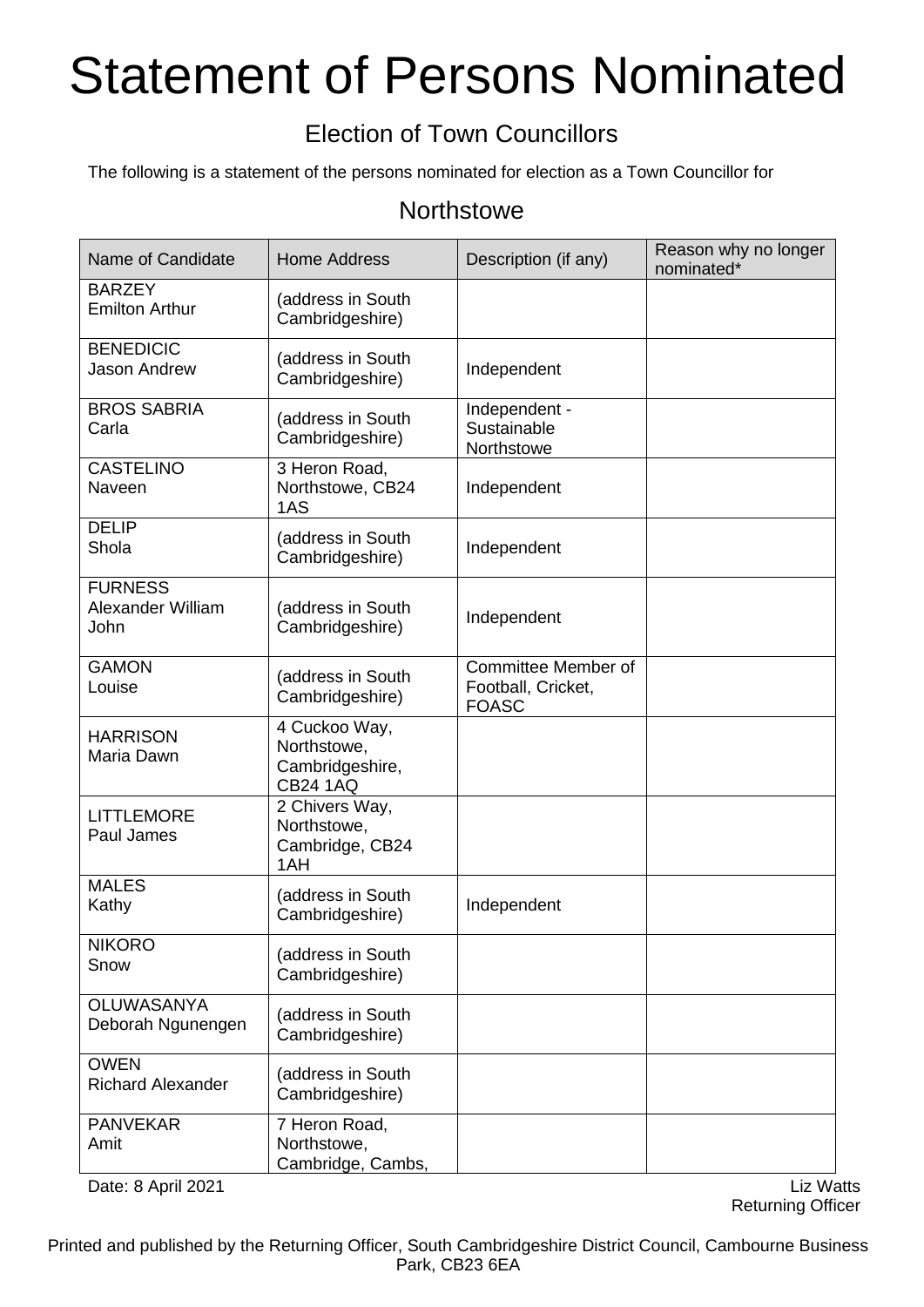# Statement of Persons Nominated

## Election of Town Councillors

The following is a statement of the persons nominated for election as a Town Councillor for

## Northstowe

| Name of Candidate | Home Address | Description (if any) | Reason why no longer nominated* |
|---|---|---|---|
| BARZEY Emilton Arthur | (address in South Cambridgeshire) | | |
| BENEDICIC Jason Andrew | (address in South Cambridgeshire) | Independent | |
| BROS SABRIA Carla | (address in South Cambridgeshire) | Independent - Sustainable Northstowe | |
| CASTELINO Naveen | 3 Heron Road, Northstowe, CB24 1AS | Independent | |
| DELIP Shola | (address in South Cambridgeshire) | Independent | |
| FURNESS Alexander William John | (address in South Cambridgeshire) | Independent | |
| GAMON Louise | (address in South Cambridgeshire) | Committee Member of Football, Cricket, FOASC | |
| HARRISON Maria Dawn | 4 Cuckoo Way, Northstowe, Cambridgeshire, CB24 1AQ | | |
| LITTLEMORE Paul James | 2 Chivers Way, Northstowe, Cambridge, CB24 1AH | | |
| MALES Kathy | (address in South Cambridgeshire) | Independent | |
| NIKORO Snow | (address in South Cambridgeshire) | | |
| OLUWASANYA Deborah Ngunengen | (address in South Cambridgeshire) | | |
| OWEN Richard Alexander | (address in South Cambridgeshire) | | |
| PANVEKAR Amit | 7 Heron Road, Northstowe, Cambridge, Cambs, | | |

Date: 8 April 2021

Liz Watts
Returning Officer

Printed and published by the Returning Officer, South Cambridgeshire District Council, Cambourne Business Park, CB23 6EA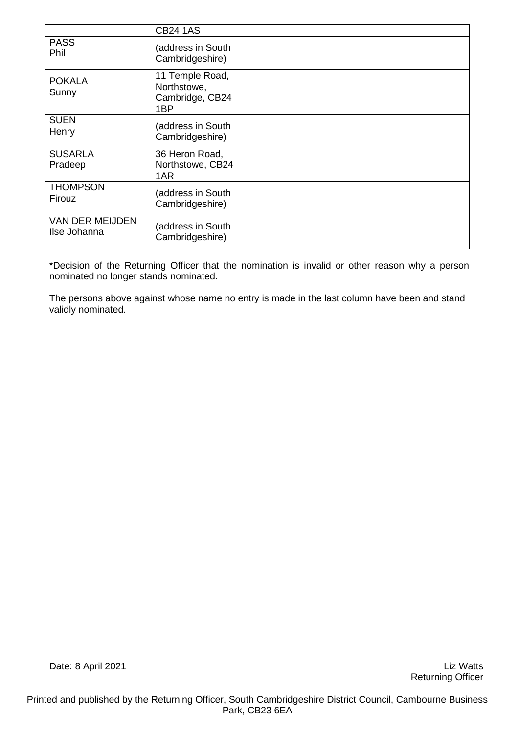| | | | |
|---|---|---|---|
| | CB24 1AS | | |
| PASS<br>Phil | (address in South Cambridgeshire) | | |
| POKALA<br>Sunny | 11 Temple Road, Northstowe, Cambridge, CB24 1BP | | |
| SUEN<br>Henry | (address in South Cambridgeshire) | | |
| SUSARLA<br>Pradeep | 36 Heron Road, Northstowe, CB24 1AR | | |
| THOMPSON<br>Firouz | (address in South Cambridgeshire) | | |
| VAN DER MEIJDEN<br>Ilse Johanna | (address in South Cambridgeshire) | | |

*Decision of the Returning Officer that the nomination is invalid or other reason why a person nominated no longer stands nominated.

The persons above against whose name no entry is made in the last column have been and stand validly nominated.

Date: 8 April 2021

Liz Watts
Returning Officer

Printed and published by the Returning Officer, South Cambridgeshire District Council, Cambourne Business Park, CB23 6EA